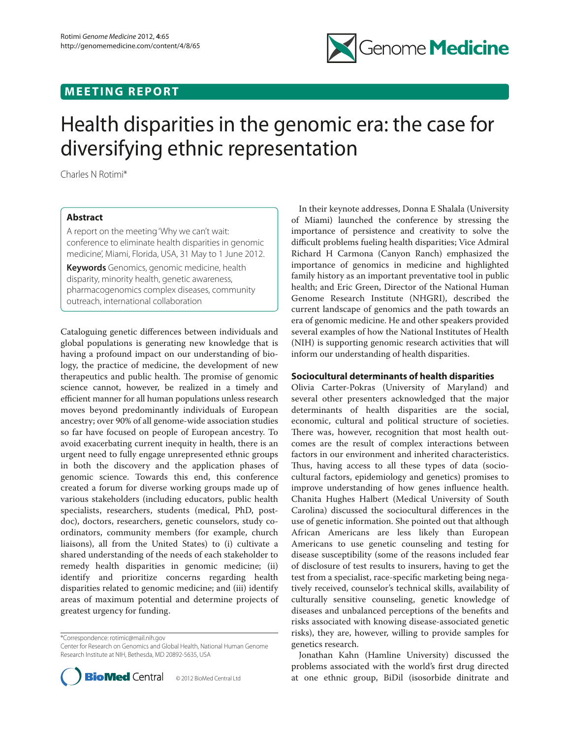# MEETING REPORT

# Health disparities in the genomic era: the case for diversifying ethnic representation

Charles N Rotimi*

## Abstract

A report on the meeting 'Why we can't wait: conference to eliminate health disparities in genomic medicine', Miami, Florida, USA, 31 May to 1 June 2012.

**Keywords** Genomics, genomic medicine, health disparity, minority health, genetic awareness, pharmacogenomics complex diseases, community outreach, international collaboration

Cataloguing genetic differences between individuals and global populations is generating new knowledge that is having a profound impact on our understanding of biology, the practice of medicine, the development of new therapeutics and public health. The promise of genomic science cannot, however, be realized in a timely and efficient manner for all human populations unless research moves beyond predominantly individuals of European ancestry; over 90% of all genome-wide association studies so far have focused on people of European ancestry. To avoid exacerbating current inequity in health, there is an urgent need to fully engage unrepresented ethnic groups in both the discovery and the application phases of genomic science. Towards this end, this conference created a forum for diverse working groups made up of various stakeholders (including educators, public health specialists, researchers, students (medical, PhD, post-doc), doctors, researchers, genetic counselors, study co-ordinators, community members (for example, church liaisons), all from the United States) to (i) cultivate a shared understanding of the needs of each stakeholder to remedy health disparities in genomic medicine; (ii) identify and prioritize concerns regarding health disparities related to genomic medicine; and (iii) identify areas of maximum potential and determine projects of greatest urgency for funding.

*Correspondence: rotimic@mail.nih.gov
Center for Research on Genomics and Global Health, National Human Genome Research Institute at NIH, Bethesda, MD 20892-5635, USA

© 2012 BioMed Central Ltd

In their keynote addresses, Donna E Shalala (University of Miami) launched the conference by stressing the importance of persistence and creativity to solve the difficult problems fueling health disparities; Vice Admiral Richard H Carmona (Canyon Ranch) emphasized the importance of genomics in medicine and highlighted family history as an important preventative tool in public health; and Eric Green, Director of the National Human Genome Research Institute (NHGRI), described the current landscape of genomics and the path towards an era of genomic medicine. He and other speakers provided several examples of how the National Institutes of Health (NIH) is supporting genomic research activities that will inform our understanding of health disparities.

## Sociocultural determinants of health disparities

Olivia Carter-Pokras (University of Maryland) and several other presenters acknowledged that the major determinants of health disparities are the social, economic, cultural and political structure of societies. There was, however, recognition that most health outcomes are the result of complex interactions between factors in our environment and inherited characteristics. Thus, having access to all these types of data (sociocultural factors, epidemiology and genetics) promises to improve understanding of how genes influence health. Chanita Hughes Halbert (Medical University of South Carolina) discussed the sociocultural differences in the use of genetic information. She pointed out that although African Americans are less likely than European Americans to use genetic counseling and testing for disease susceptibility (some of the reasons included fear of disclosure of test results to insurers, having to get the test from a specialist, race-specific marketing being negatively received, counselor's technical skills, availability of culturally sensitive counseling, genetic knowledge of diseases and unbalanced perceptions of the benefits and risks associated with knowing disease-associated genetic risks), they are, however, willing to provide samples for genetics research.

Jonathan Kahn (Hamline University) discussed the problems associated with the world's first drug directed at one ethnic group, BiDil (isosorbide dinitrate and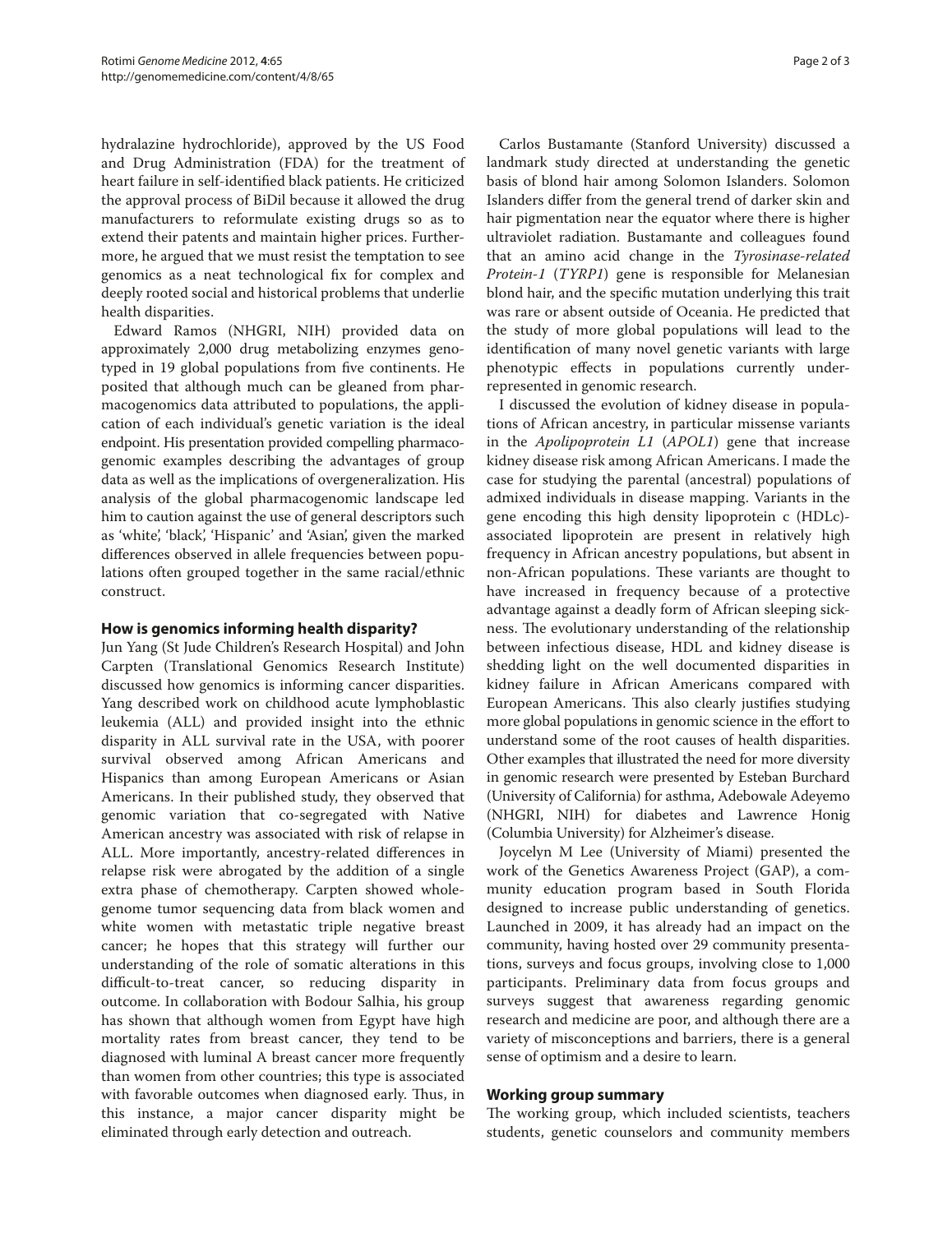hydralazine hydrochloride), approved by the US Food and Drug Administration (FDA) for the treatment of heart failure in self-identified black patients. He criticized the approval process of BiDil because it allowed the drug manufacturers to reformulate existing drugs so as to extend their patents and maintain higher prices. Furthermore, he argued that we must resist the temptation to see genomics as a neat technological fix for complex and deeply rooted social and historical problems that underlie health disparities.

Edward Ramos (NHGRI, NIH) provided data on approximately 2,000 drug metabolizing enzymes genotyped in 19 global populations from five continents. He posited that although much can be gleaned from pharmacogenomics data attributed to populations, the application of each individual's genetic variation is the ideal endpoint. His presentation provided compelling pharmacogenomic examples describing the advantages of group data as well as the implications of overgeneralization. His analysis of the global pharmacogenomic landscape led him to caution against the use of general descriptors such as 'white', 'black', 'Hispanic' and 'Asian', given the marked differences observed in allele frequencies between populations often grouped together in the same racial/ethnic construct.

## How is genomics informing health disparity?

Jun Yang (St Jude Children's Research Hospital) and John Carpten (Translational Genomics Research Institute) discussed how genomics is informing cancer disparities. Yang described work on childhood acute lymphoblastic leukemia (ALL) and provided insight into the ethnic disparity in ALL survival rate in the USA, with poorer survival observed among African Americans and Hispanics than among European Americans or Asian Americans. In their published study, they observed that genomic variation that co-segregated with Native American ancestry was associated with risk of relapse in ALL. More importantly, ancestry-related differences in relapse risk were abrogated by the addition of a single extra phase of chemotherapy. Carpten showed whole-genome tumor sequencing data from black women and white women with metastatic triple negative breast cancer; he hopes that this strategy will further our understanding of the role of somatic alterations in this difficult-to-treat cancer, so reducing disparity in outcome. In collaboration with Bodour Salhia, his group has shown that although women from Egypt have high mortality rates from breast cancer, they tend to be diagnosed with luminal A breast cancer more frequently than women from other countries; this type is associated with favorable outcomes when diagnosed early. Thus, in this instance, a major cancer disparity might be eliminated through early detection and outreach.

Carlos Bustamante (Stanford University) discussed a landmark study directed at understanding the genetic basis of blond hair among Solomon Islanders. Solomon Islanders differ from the general trend of darker skin and hair pigmentation near the equator where there is higher ultraviolet radiation. Bustamante and colleagues found that an amino acid change in the *Tyrosinase-related Protein-1* (*TYRP1*) gene is responsible for Melanesian blond hair, and the specific mutation underlying this trait was rare or absent outside of Oceania. He predicted that the study of more global populations will lead to the identification of many novel genetic variants with large phenotypic effects in populations currently underrepresented in genomic research.

I discussed the evolution of kidney disease in populations of African ancestry, in particular missense variants in the *Apolipoprotein L1* (*APOL1*) gene that increase kidney disease risk among African Americans. I made the case for studying the parental (ancestral) populations of admixed individuals in disease mapping. Variants in the gene encoding this high density lipoprotein c (HDLc)-associated lipoprotein are present in relatively high frequency in African ancestry populations, but absent in non-African populations. These variants are thought to have increased in frequency because of a protective advantage against a deadly form of African sleeping sickness. The evolutionary understanding of the relationship between infectious disease, HDL and kidney disease is shedding light on the well documented disparities in kidney failure in African Americans compared with European Americans. This also clearly justifies studying more global populations in genomic science in the effort to understand some of the root causes of health disparities. Other examples that illustrated the need for more diversity in genomic research were presented by Esteban Burchard (University of California) for asthma, Adebowale Adeyemo (NHGRI, NIH) for diabetes and Lawrence Honig (Columbia University) for Alzheimer's disease.

Joycelyn M Lee (University of Miami) presented the work of the Genetics Awareness Project (GAP), a community education program based in South Florida designed to increase public understanding of genetics. Launched in 2009, it has already had an impact on the community, having hosted over 29 community presentations, surveys and focus groups, involving close to 1,000 participants. Preliminary data from focus groups and surveys suggest that awareness regarding genomic research and medicine are poor, and although there are a variety of misconceptions and barriers, there is a general sense of optimism and a desire to learn.

## Working group summary

The working group, which included scientists, teachers students, genetic counselors and community members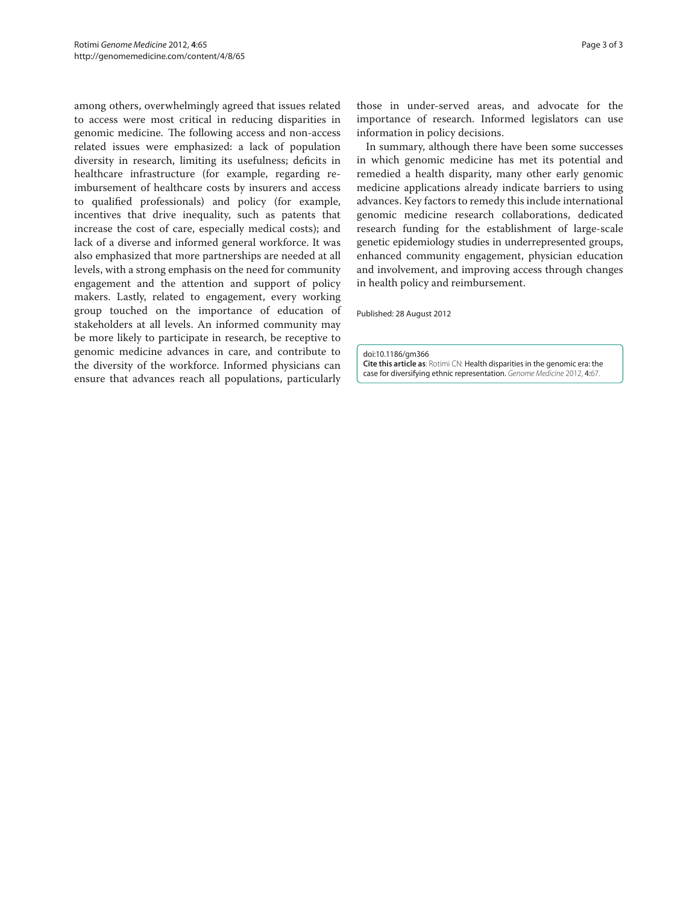among others, overwhelmingly agreed that issues related to access were most critical in reducing disparities in genomic medicine. The following access and non-access related issues were emphasized: a lack of population diversity in research, limiting its usefulness; deficits in healthcare infrastructure (for example, regarding re-imbursement of healthcare costs by insurers and access to qualified professionals) and policy (for example, incentives that drive inequality, such as patents that increase the cost of care, especially medical costs); and lack of a diverse and informed general workforce. It was also emphasized that more partnerships are needed at all levels, with a strong emphasis on the need for community engagement and the attention and support of policy makers. Lastly, related to engagement, every working group touched on the importance of education of stakeholders at all levels. An informed community may be more likely to participate in research, be receptive to genomic medicine advances in care, and contribute to the diversity of the workforce. Informed physicians can ensure that advances reach all populations, particularly those in under-served areas, and advocate for the importance of research. Informed legislators can use information in policy decisions.

In summary, although there have been some successes in which genomic medicine has met its potential and remedied a health disparity, many other early genomic medicine applications already indicate barriers to using advances. Key factors to remedy this include international genomic medicine research collaborations, dedicated research funding for the establishment of large-scale genetic epidemiology studies in underrepresented groups, enhanced community engagement, physician education and involvement, and improving access through changes in health policy and reimbursement.

Published: 28 August 2012

doi:10.1186/gm366

**Cite this article as**: Rotimi CN: Health disparities in the genomic era: the case for diversifying ethnic representation. *Genome Medicine* 2012, **4**:67.